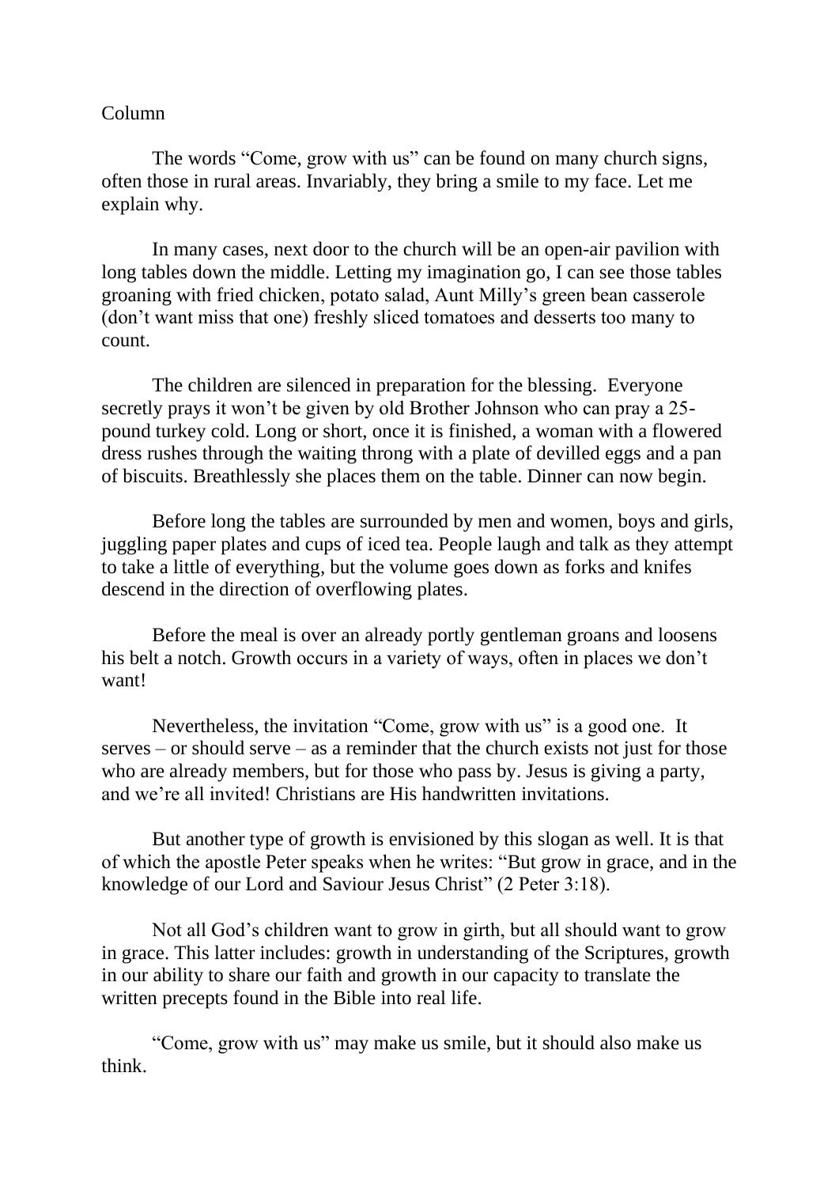Column

The words “Come, grow with us” can be found on many church signs, often those in rural areas. Invariably, they bring a smile to my face. Let me explain why.

In many cases, next door to the church will be an open-air pavilion with long tables down the middle. Letting my imagination go, I can see those tables groaning with fried chicken, potato salad, Aunt Milly’s green bean casserole (don’t want miss that one) freshly sliced tomatoes and desserts too many to count.

The children are silenced in preparation for the blessing. Everyone secretly prays it won’t be given by old Brother Johnson who can pray a 25-pound turkey cold. Long or short, once it is finished, a woman with a flowered dress rushes through the waiting throng with a plate of devilled eggs and a pan of biscuits. Breathlessly she places them on the table. Dinner can now begin.

Before long the tables are surrounded by men and women, boys and girls, juggling paper plates and cups of iced tea. People laugh and talk as they attempt to take a little of everything, but the volume goes down as forks and knifes descend in the direction of overflowing plates.

Before the meal is over an already portly gentleman groans and loosens his belt a notch. Growth occurs in a variety of ways, often in places we don’t want!

Nevertheless, the invitation “Come, grow with us” is a good one. It serves – or should serve – as a reminder that the church exists not just for those who are already members, but for those who pass by. Jesus is giving a party, and we’re all invited! Christians are His handwritten invitations.

But another type of growth is envisioned by this slogan as well. It is that of which the apostle Peter speaks when he writes: “But grow in grace, and in the knowledge of our Lord and Saviour Jesus Christ” (2 Peter 3:18).

Not all God’s children want to grow in girth, but all should want to grow in grace. This latter includes: growth in understanding of the Scriptures, growth in our ability to share our faith and growth in our capacity to translate the written precepts found in the Bible into real life.

“Come, grow with us” may make us smile, but it should also make us think.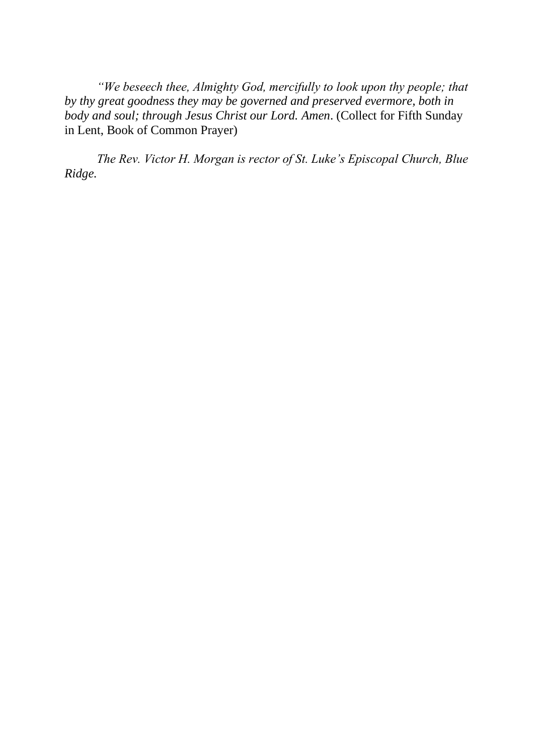*"We beseech thee, Almighty God, mercifully to look upon thy people; that by thy great goodness they may be governed and preserved evermore, both in body and soul; through Jesus Christ our Lord. Amen*. (Collect for Fifth Sunday in Lent, Book of Common Prayer)

*The Rev. Victor H. Morgan is rector of St. Luke's Episcopal Church, Blue Ridge.*